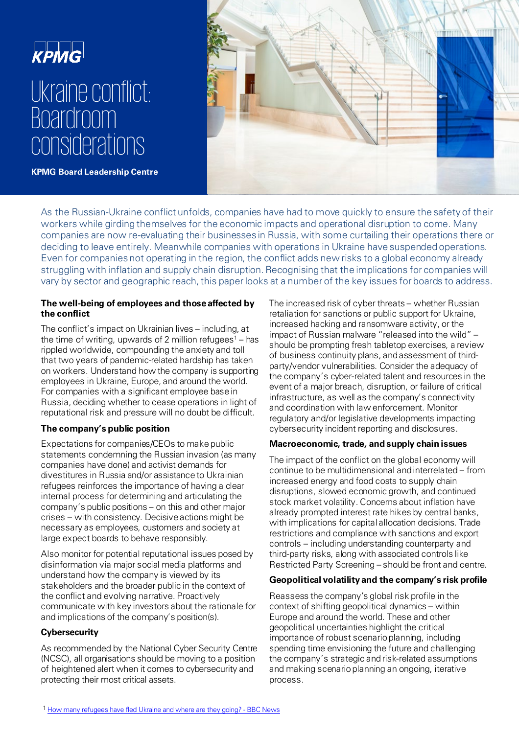KPMG

# Ukraine conflict: Boardroom considerations

**KPMG Board Leadership Centre**

As the Russian-Ukraine conflict unfolds, companies have had to move quickly to ensure the safety of their workers while girding themselves for the economic impacts and operational disruption to come. Many companies are now re-evaluating their businesses in Russia, with some curtailing their operations there or deciding to leave entirely. Meanwhile companies with operations in Ukraine have suspended operations. Even for companies not operating in the region, the conflict adds new risks to a global economy already struggling with inflation and supply chain disruption. Recognising that the implications for companies will vary by sector and geographic reach, this paper looks at a number of the key issues for boards to address.

### The well-being of employees and those affected by the conflict

The conflict's impact on Ukrainian lives – including, at the time of writing, upwards of 2 million refugees[1] – has rippled worldwide, compounding the anxiety and toll that two years of pandemic-related hardship has taken on workers. Understand how the company is supporting employees in Ukraine, Europe, and around the world. For companies with a significant employee base in Russia, deciding whether to cease operations in light of reputational risk and pressure will no doubt be difficult.

### The company's public position

Expectations for companies/CEOs to make public statements condemning the Russian invasion (as many companies have done) and activist demands for divestitures in Russia and/or assistance to Ukrainian refugees reinforces the importance of having a clear internal process for determining and articulating the company's public positions – on this and other major crises – with consistency. Decisive actions might be necessary as employees, customers and society at large expect boards to behave responsibly.

Also monitor for potential reputational issues posed by disinformation via major social media platforms and understand how the company is viewed by its stakeholders and the broader public in the context of the conflict and evolving narrative. Proactively communicate with key investors about the rationale for and implications of the company's position(s).

### Cybersecurity

As recommended by the National Cyber Security Centre (NCSC), all organisations should be moving to a position of heightened alert when it comes to cybersecurity and protecting their most critical assets.

The increased risk of cyber threats – whether Russian retaliation for sanctions or public support for Ukraine, increased hacking and ransomware activity, or the impact of Russian malware "released into the wild" – should be prompting fresh tabletop exercises, a review of business continuity plans, and assessment of third-party/vendor vulnerabilities. Consider the adequacy of the company's cyber-related talent and resources in the event of a major breach, disruption, or failure of critical infrastructure, as well as the company's connectivity and coordination with law enforcement. Monitor regulatory and/or legislative developments impacting cybersecurity incident reporting and disclosures.

### Macroeconomic, trade, and supply chain issues

The impact of the conflict on the global economy will continue to be multidimensional and interrelated – from increased energy and food costs to supply chain disruptions, slowed economic growth, and continued stock market volatility. Concerns about inflation have already prompted interest rate hikes by central banks, with implications for capital allocation decisions. Trade restrictions and compliance with sanctions and export controls – including understanding counterparty and third-party risks, along with associated controls like Restricted Party Screening – should be front and centre.

### Geopolitical volatility and the company's risk profile

Reassess the company's global risk profile in the context of shifting geopolitical dynamics – within Europe and around the world. These and other geopolitical uncertainties highlight the critical importance of robust scenario planning, including spending time envisioning the future and challenging the company's strategic and risk-related assumptions and making scenario planning an ongoing, iterative process.

[1] How many refugees have fled Ukraine and where are they going? - BBC News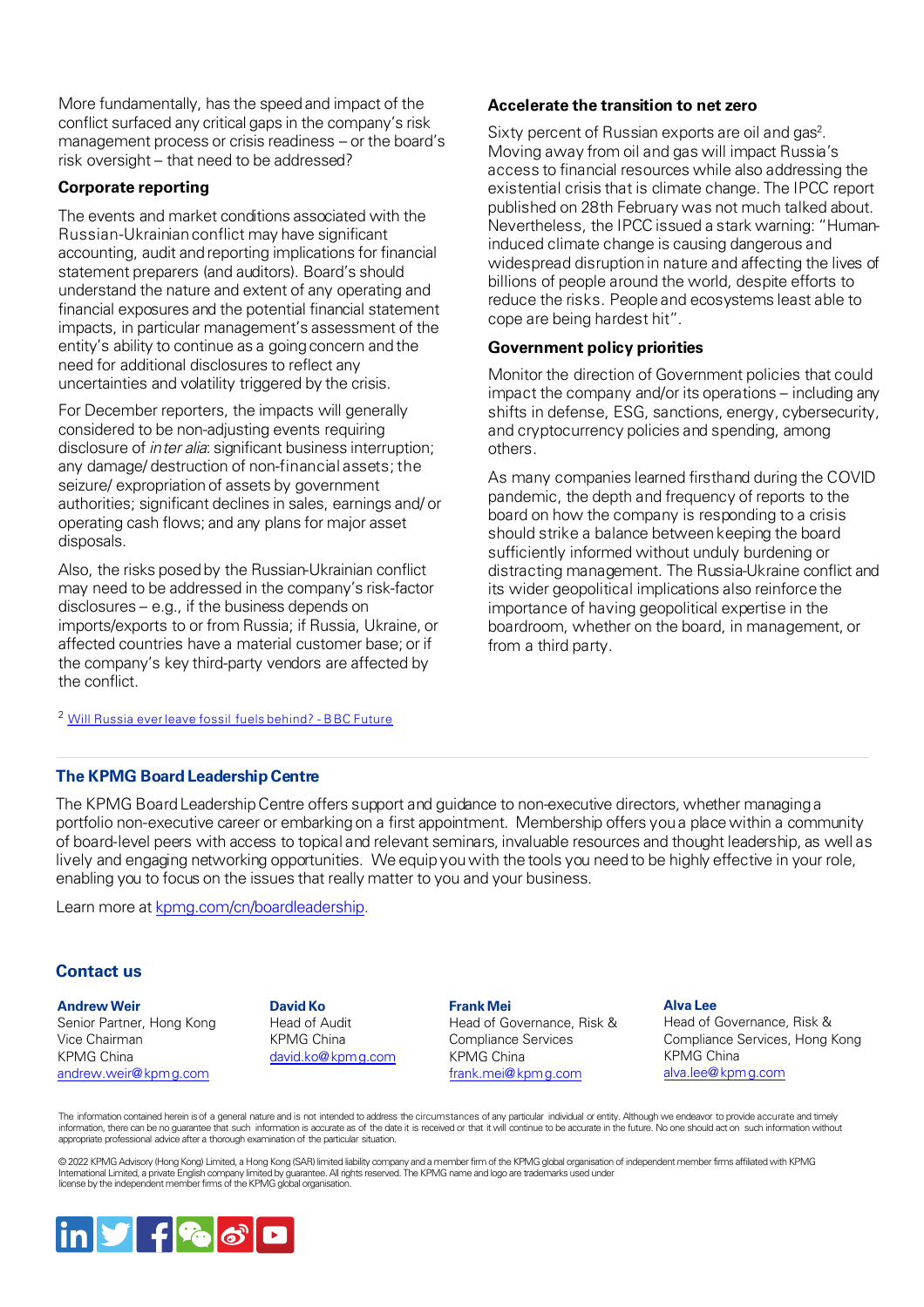More fundamentally, has the speed and impact of the conflict surfaced any critical gaps in the company's risk management process or crisis readiness – or the board's risk oversight – that need to be addressed?

### Corporate reporting

The events and market conditions associated with the Russian-Ukrainian conflict may have significant accounting, audit and reporting implications for financial statement preparers (and auditors). Board's should understand the nature and extent of any operating and financial exposures and the potential financial statement impacts, in particular management's assessment of the entity's ability to continue as a going concern and the need for additional disclosures to reflect any uncertainties and volatility triggered by the crisis.

For December reporters, the impacts will generally considered to be non-adjusting events requiring disclosure of *inter alia*: significant business interruption; any damage/destruction of non-financial assets; the seizure/expropriation of assets by government authorities; significant declines in sales, earnings and/or operating cash flows; and any plans for major asset disposals.

Also, the risks posed by the Russian-Ukrainian conflict may need to be addressed in the company's risk-factor disclosures – e.g., if the business depends on imports/exports to or from Russia; if Russia, Ukraine, or affected countries have a material customer base; or if the company's key third-party vendors are affected by the conflict.

### Accelerate the transition to net zero

Sixty percent of Russian exports are oil and gas[2]. Moving away from oil and gas will impact Russia's access to financial resources while also addressing the existential crisis that is climate change. The IPCC report published on 28th February was not much talked about. Nevertheless, the IPCC issued a stark warning: "Human-induced climate change is causing dangerous and widespread disruption in nature and affecting the lives of billions of people around the world, despite efforts to reduce the risks. People and ecosystems least able to cope are being hardest hit".

### Government policy priorities

Monitor the direction of Government policies that could impact the company and/or its operations – including any shifts in defense, ESG, sanctions, energy, cybersecurity, and cryptocurrency policies and spending, among others.

As many companies learned firsthand during the COVID pandemic, the depth and frequency of reports to the board on how the company is responding to a crisis should strike a balance between keeping the board sufficiently informed without unduly burdening or distracting management. The Russia-Ukraine conflict and its wider geopolitical implications also reinforce the importance of having geopolitical expertise in the boardroom, whether on the board, in management, or from a third party.

[2] Will Russia ever leave fossil fuels behind? - BBC Future

## The KPMG Board Leadership Centre

The KPMG Board Leadership Centre offers support and guidance to non-executive directors, whether managing a portfolio non-executive career or embarking on a first appointment. Membership offers you a place within a community of board-level peers with access to topical and relevant seminars, invaluable resources and thought leadership, as well as lively and engaging networking opportunities. We equip you with the tools you need to be highly effective in your role, enabling you to focus on the issues that really matter to you and your business.

Learn more at kpmg.com/cn/boardleadership.

## Contact us

**Andrew Weir**
Senior Partner, Hong Kong
Vice Chairman
KPMG China
andrew.weir@kpmg.com

**David Ko**
Head of Audit
KPMG China
david.ko@kpmg.com

**Frank Mei**
Head of Governance, Risk & Compliance Services
KPMG China
frank.mei@kpmg.com

**Alva Lee**
Head of Governance, Risk & Compliance Services, Hong Kong
KPMG China
alva.lee@kpmg.com

The information contained herein is of a general nature and is not intended to address the circumstances of any particular individual or entity. Although we endeavor to provide accurate and timely information, there can be no guarantee that such information is accurate as of the date it is received or that it will continue to be accurate in the future. No one should act on such information without appropriate professional advice after a thorough examination of the particular situation.

© 2022 KPMG Advisory (Hong Kong) Limited, a Hong Kong (SAR) limited liability company and a member firm of the KPMG global organisation of independent member firms affiliated with KPMG International Limited, a private English company limited by guarantee. All rights reserved. The KPMG name and logo are trademarks used under license by the independent member firms of the KPMG global organisation.